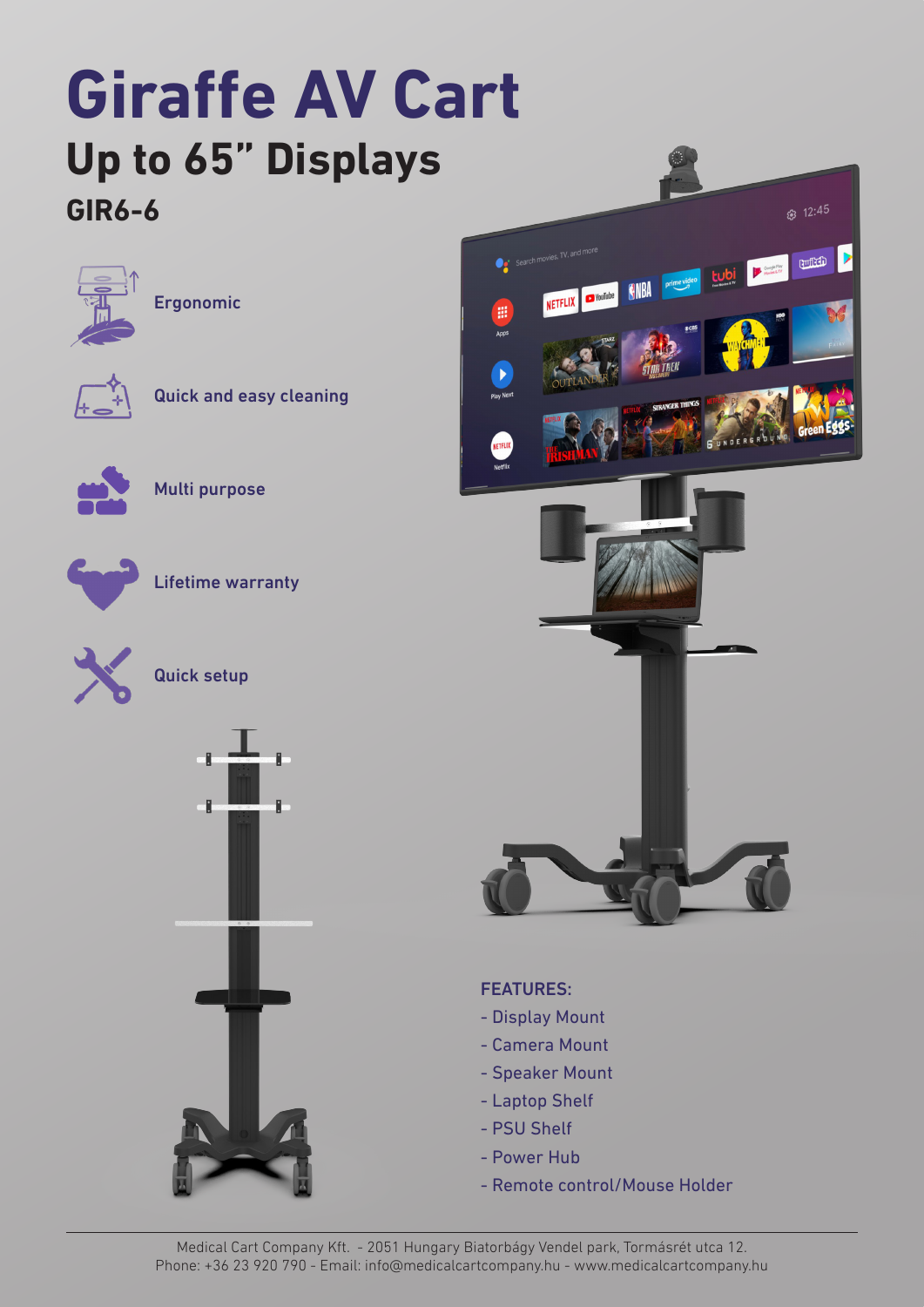# Giraffe AV Cart

## Up to 65" Displays

### GIR6-6

- Ergonomic
- Quick and easy cleaning
- Multi purpose
- Lifetime warranty
- Quick setup

FEATURES:

- Display Mount
- Camera Mount
- Speaker Mount
- Laptop Shelf
- PSU Shelf
- Power Hub
- Remote control/Mouse Holder

Medical Cart Company Kft. - 2051 Hungary Biatorbágy Vendel park, Tormásrét utca 12.
Phone: +36 23 920 790 - Email: info@medicalcartcompany.hu - www.medicalcartcompany.hu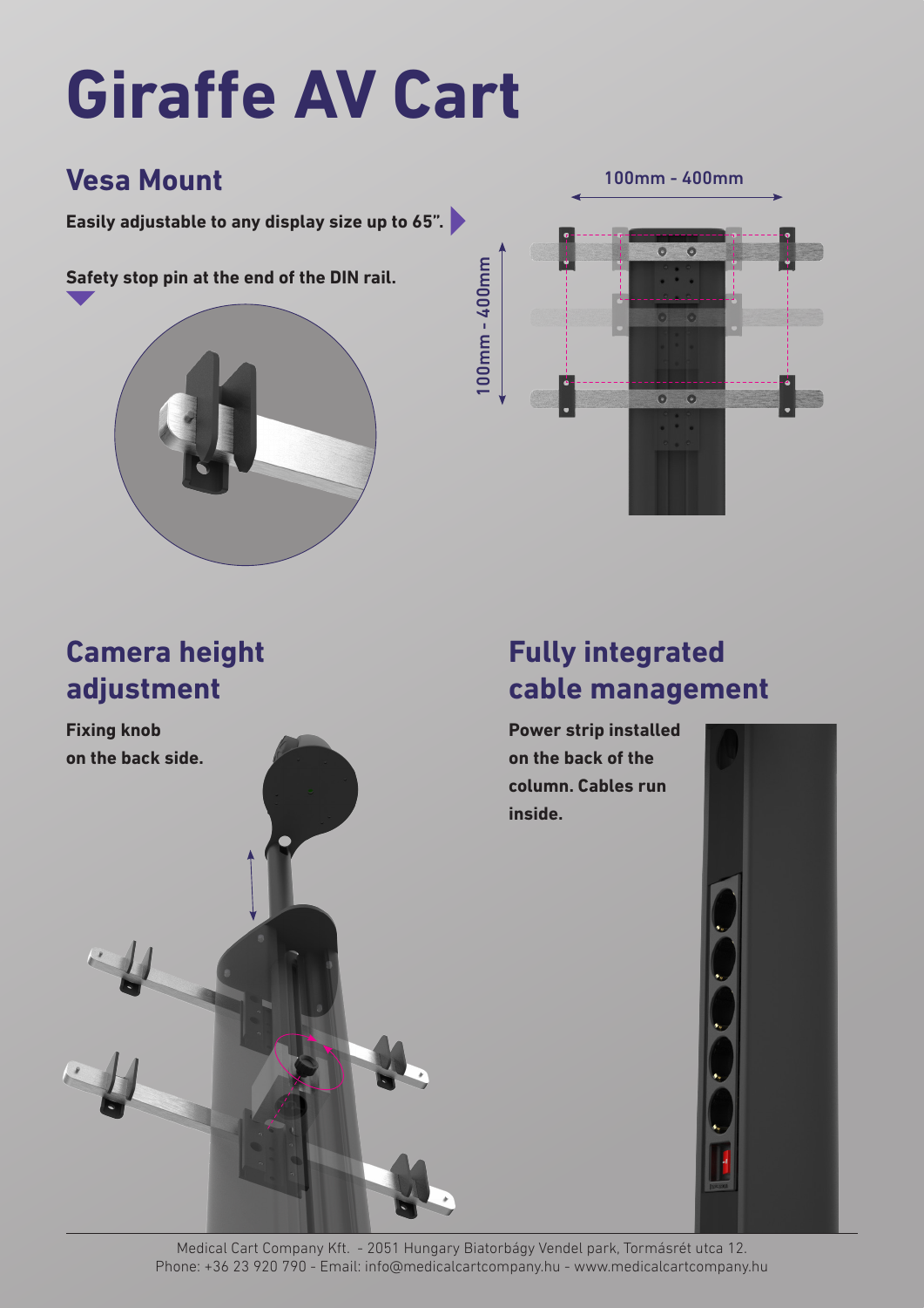# Giraffe AV Cart

## Vesa Mount

**Easily adjustable to any display size up to 65”.**

**Safety stop pin at the end of the DIN rail.**

100mm - 400mm

100mm - 400mm

## Camera height adjustment

**Fixing knob on the back side.**

## Fully integrated cable management

**Power strip installed on the back of the column. Cables run inside.**

Medical Cart Company Kft. - 2051 Hungary Biatorbágy Vendel park, Tormásrét utca 12.
Phone: +36 23 920 790 - Email: info@medicalcartcompany.hu - www.medicalcartcompany.hu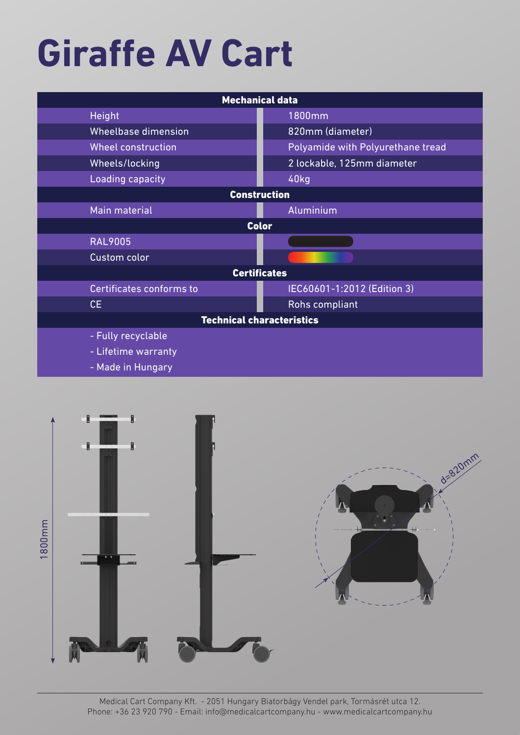# Giraffe AV Cart

| | |
|---|---|
| **Mechanical data** | |
| Height | 1800mm |
| Wheelbase dimension | 820mm (diameter) |
| Wheel construction | Polyamide with Polyurethane tread |
| Wheels/locking | 2 lockable, 125mm diameter |
| Loading capacity | 40kg |
| **Construction** | |
| Main material | Aluminium |
| **Color** | |
| RAL9005 | |
| Custom color | |
| **Certificates** | |
| Certificates conforms to | IEC60601-1:2012 (Edition 3) |
| CE | Rohs compliant |
| **Technical characteristics** | |
| - Fully recyclable | |
| - Lifetime warranty | |
| - Made in Hungary | |

1800mm

d=820mm

Medical Cart Company Kft. - 2051 Hungary Biatorbágy Vendel park, Tormásrét utca 12.
Phone: +36 23 920 790 - Email: info@medicalcartcompany.hu - www.medicalcartcompany.hu